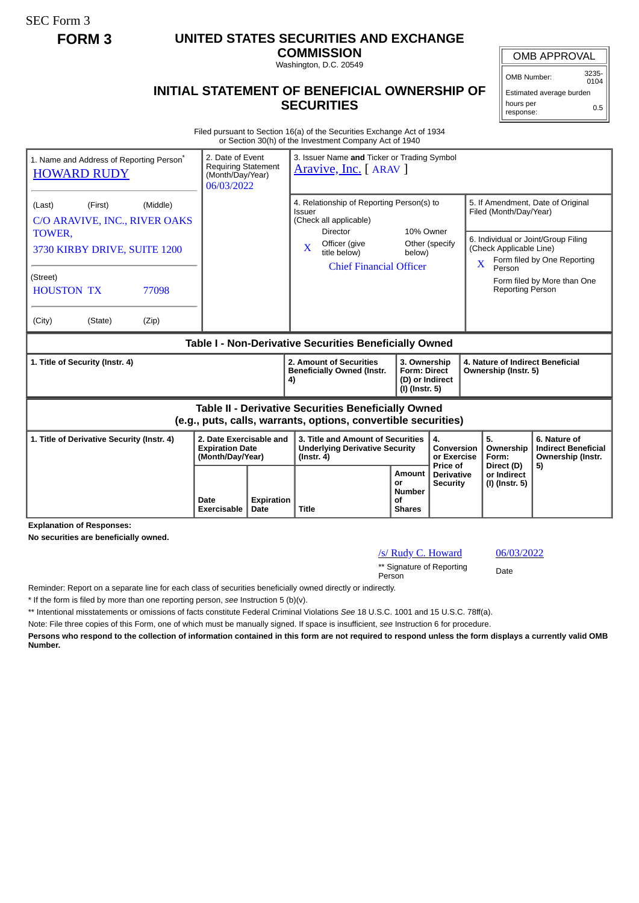SEC Form 3

**FORM 3**

# UNITED STATES SECURITIES AND EXCHANGE COMMISSION

Washington, D.C. 20549

## INITIAL STATEMENT OF BENEFICIAL OWNERSHIP OF SECURITIES

| OMB APPROVAL | |
|---|---|
| OMB Number: | 3235-0104 |
| Estimated average burden | |
| hours per response: | 0.5 |

Filed pursuant to Section 16(a) of the Securities Exchange Act of 1934
or Section 30(h) of the Investment Company Act of 1940

| 1. Name and Address of Reporting Person* | 2. Date of Event Requiring Statement (Month/Day/Year) | 3. Issuer Name **and** Ticker or Trading Symbol |
|---|---|---|
| HOWARD RUDY | 06/03/2022 | Aravive, Inc. [ ARAV ] |
| (Last) (First) (Middle)<br>C/O ARAVIVE, INC., RIVER OAKS TOWER,<br>3730 KIRBY DRIVE, SUITE 1200 | | 4. Relationship of Reporting Person(s) to Issuer (Check all applicable)<br>Director / 10% Owner<br>X Officer (give title below) / Other (specify below)<br>Chief Financial Officer |
| (Street)<br>HOUSTON TX 77098 | | 5. If Amendment, Date of Original Filed (Month/Day/Year) |
| (City) (State) (Zip) | | 6. Individual or Joint/Group Filing (Check Applicable Line)<br>X Form filed by One Reporting Person<br>Form filed by More than One Reporting Person |

### Table I - Non-Derivative Securities Beneficially Owned

| 1. Title of Security (Instr. 4) | 2. Amount of Securities Beneficially Owned (Instr. 4) | 3. Ownership Form: Direct (D) or Indirect (I) (Instr. 5) | 4. Nature of Indirect Beneficial Ownership (Instr. 5) |
|---|---|---|---|

### Table II - Derivative Securities Beneficially Owned (e.g., puts, calls, warrants, options, convertible securities)

| 1. Title of Derivative Security (Instr. 4) | 2. Date Exercisable and Expiration Date (Month/Day/Year) | | 3. Title and Amount of Securities Underlying Derivative Security (Instr. 4) | | 4. Conversion or Exercise Price of Derivative Security | 5. Ownership Form: Direct (D) or Indirect (I) (Instr. 5) | 6. Nature of Indirect Beneficial Ownership (Instr. 5) |
|---|---|---|---|---|---|---|---|
| | Date Exercisable | Expiration Date | Title | Amount or Number of Shares | | | |

**Explanation of Responses:**

**No securities are beneficially owned.**

| /s/ Rudy C. Howard | 06/03/2022 |
|---|---|
| ** Signature of Reporting Person | Date |

Reminder: Report on a separate line for each class of securities beneficially owned directly or indirectly.

\* If the form is filed by more than one reporting person, *see* Instruction 5 (b)(v).

** Intentional misstatements or omissions of facts constitute Federal Criminal Violations *See* 18 U.S.C. 1001 and 15 U.S.C. 78ff(a).

Note: File three copies of this Form, one of which must be manually signed. If space is insufficient, *see* Instruction 6 for procedure.

**Persons who respond to the collection of information contained in this form are not required to respond unless the form displays a currently valid OMB Number.**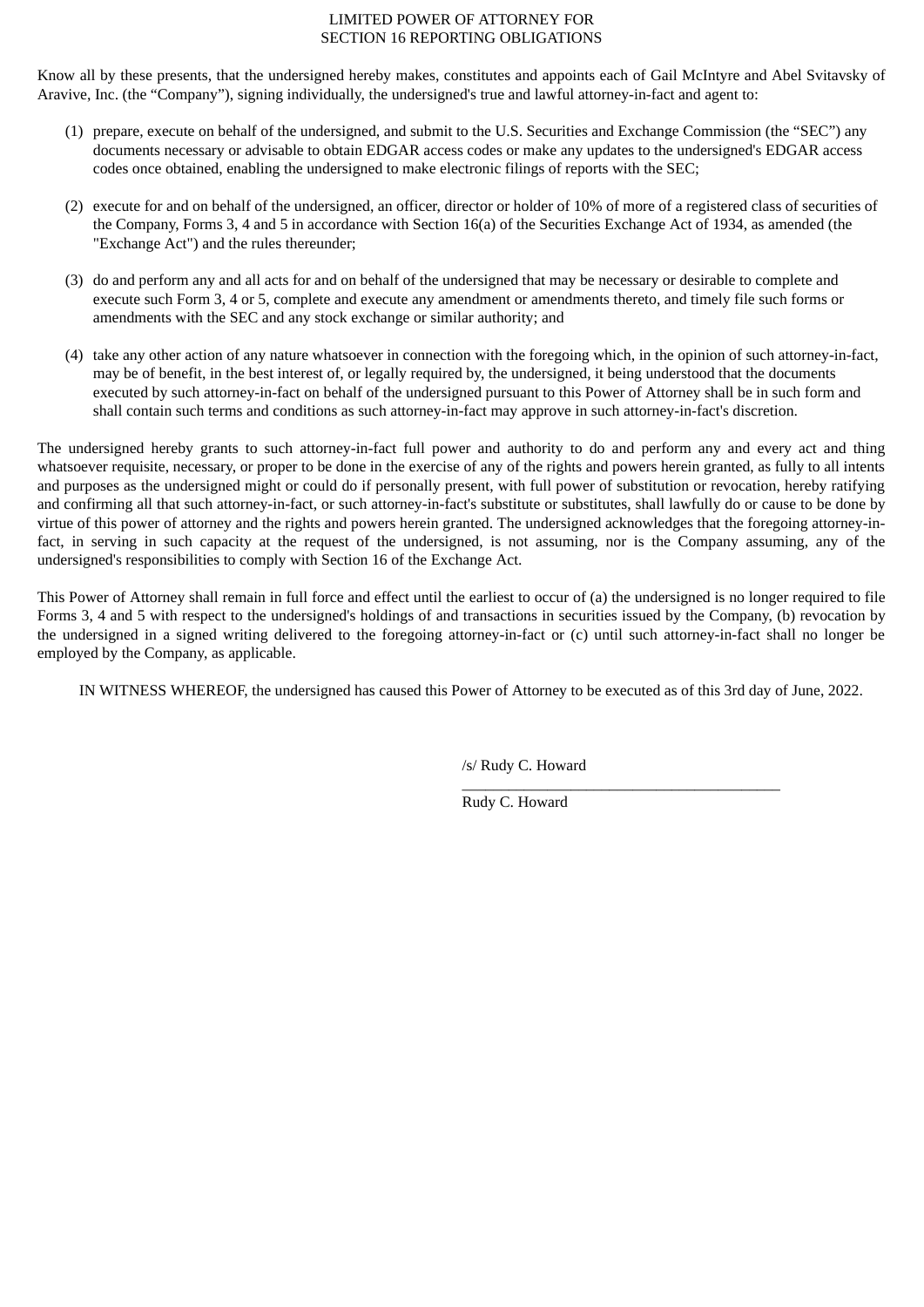# LIMITED POWER OF ATTORNEY FOR SECTION 16 REPORTING OBLIGATIONS

Know all by these presents, that the undersigned hereby makes, constitutes and appoints each of Gail McIntyre and Abel Svitavsky of Aravive, Inc. (the "Company"), signing individually, the undersigned's true and lawful attorney-in-fact and agent to:

(1) prepare, execute on behalf of the undersigned, and submit to the U.S. Securities and Exchange Commission (the "SEC") any documents necessary or advisable to obtain EDGAR access codes or make any updates to the undersigned's EDGAR access codes once obtained, enabling the undersigned to make electronic filings of reports with the SEC;

(2) execute for and on behalf of the undersigned, an officer, director or holder of 10% of more of a registered class of securities of the Company, Forms 3, 4 and 5 in accordance with Section 16(a) of the Securities Exchange Act of 1934, as amended (the "Exchange Act") and the rules thereunder;

(3) do and perform any and all acts for and on behalf of the undersigned that may be necessary or desirable to complete and execute such Form 3, 4 or 5, complete and execute any amendment or amendments thereto, and timely file such forms or amendments with the SEC and any stock exchange or similar authority; and

(4) take any other action of any nature whatsoever in connection with the foregoing which, in the opinion of such attorney-in-fact, may be of benefit, in the best interest of, or legally required by, the undersigned, it being understood that the documents executed by such attorney-in-fact on behalf of the undersigned pursuant to this Power of Attorney shall be in such form and shall contain such terms and conditions as such attorney-in-fact may approve in such attorney-in-fact's discretion.

The undersigned hereby grants to such attorney-in-fact full power and authority to do and perform any and every act and thing whatsoever requisite, necessary, or proper to be done in the exercise of any of the rights and powers herein granted, as fully to all intents and purposes as the undersigned might or could do if personally present, with full power of substitution or revocation, hereby ratifying and confirming all that such attorney-in-fact, or such attorney-in-fact's substitute or substitutes, shall lawfully do or cause to be done by virtue of this power of attorney and the rights and powers herein granted. The undersigned acknowledges that the foregoing attorney-in-fact, in serving in such capacity at the request of the undersigned, is not assuming, nor is the Company assuming, any of the undersigned's responsibilities to comply with Section 16 of the Exchange Act.

This Power of Attorney shall remain in full force and effect until the earliest to occur of (a) the undersigned is no longer required to file Forms 3, 4 and 5 with respect to the undersigned's holdings of and transactions in securities issued by the Company, (b) revocation by the undersigned in a signed writing delivered to the foregoing attorney-in-fact or (c) until such attorney-in-fact shall no longer be employed by the Company, as applicable.

IN WITNESS WHEREOF, the undersigned has caused this Power of Attorney to be executed as of this 3rd day of June, 2022.

/s/ Rudy C. Howard

\_\_\_\_\_\_\_\_\_\_\_\_\_\_\_\_\_\_\_\_\_\_\_\_\_\_\_\_\_\_\_\_\_\_\_\_\_\_\_\_

Rudy C. Howard